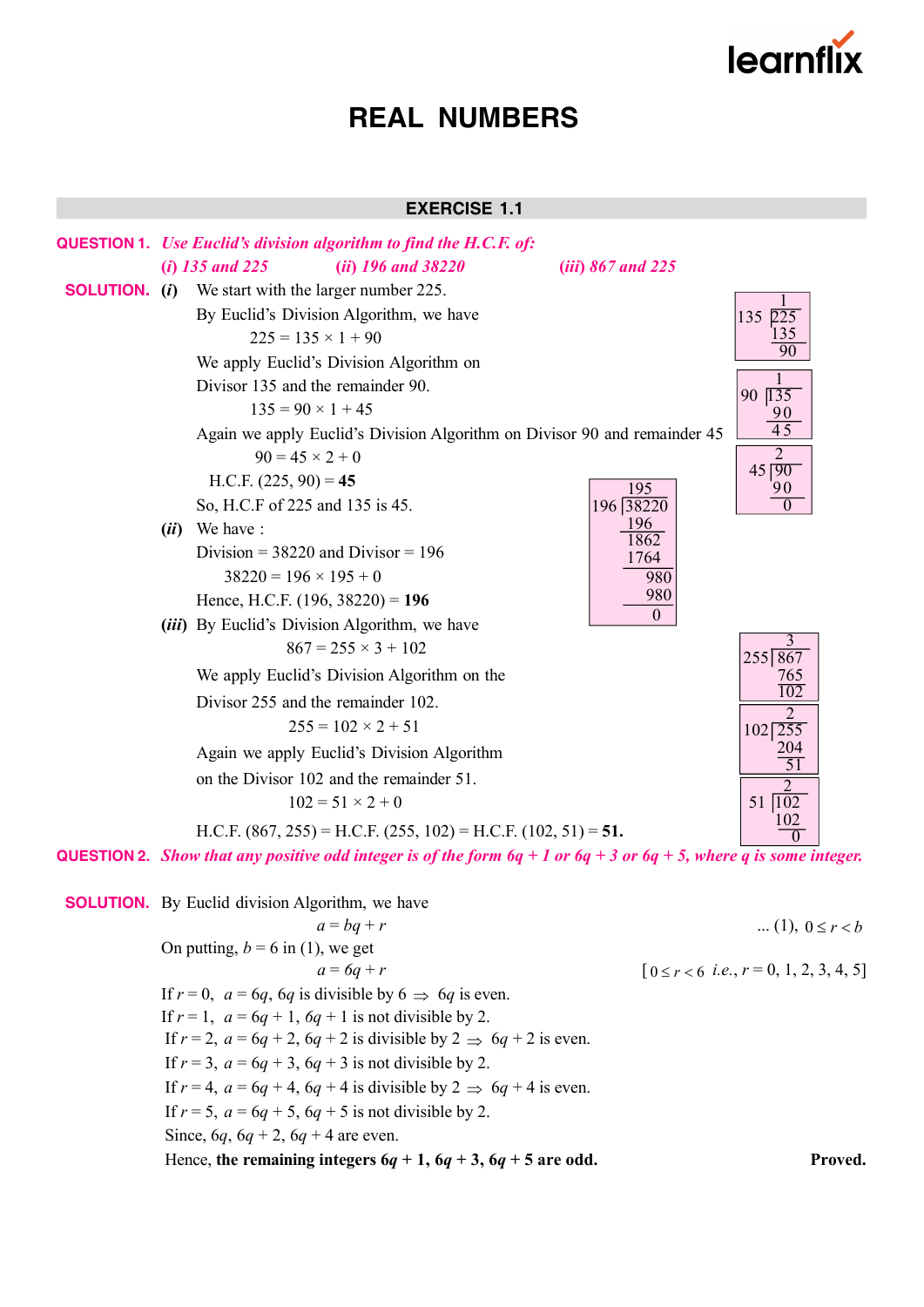# REAL NUMBERS

## EXERCISE 1.1

**QUESTION 1.** *Use Euclid's division algorithm to find the H.C.F. of:*

*(i) 135 and 225* *(ii) 196 and 38220* *(iii) 867 and 225*

**SOLUTION.** *(i)* We start with the larger number 225.

By Euclid's Division Algorithm, we have

$$225 = 135 \times 1 + 90$$

We apply Euclid's Division Algorithm on Divisor 135 and the remainder 90.

$$135 = 90 \times 1 + 45$$

Again we apply Euclid's Division Algorithm on Divisor 90 and remainder 45

$$90 = 45 \times 2 + 0$$

H.C.F. (225, 90) = **45**

So, H.C.F of 225 and 135 is 45.

*(ii)* We have :

Division = 38220 and Divisor = 196

$$38220 = 196 \times 195 + 0$$

Hence, H.C.F. (196, 38220) = **196**

*(iii)* By Euclid's Division Algorithm, we have

$$867 = 255 \times 3 + 102$$

We apply Euclid's Division Algorithm on the Divisor 255 and the remainder 102.

$$255 = 102 \times 2 + 51$$

Again we apply Euclid's Division Algorithm on the Divisor 102 and the remainder 51.

$$102 = 51 \times 2 + 0$$

H.C.F. (867, 255) = H.C.F. (255, 102) = H.C.F. (102, 51) = **51.**

**QUESTION 2.** *Show that any positive odd integer is of the form $6q + 1$ or $6q + 3$ or $6q + 5$, where $q$ is some integer.*

**SOLUTION.** By Euclid division Algorithm, we have

$$a = bq + r \qquad \text{... (1)}, \; 0 \le r < b$$

On putting, $b = 6$ in (1), we get

$$a = 6q + r \qquad [0 \le r < 6 \;\; i.e., r = 0, 1, 2, 3, 4, 5]$$

If $r = 0$, $a = 6q$, $6q$ is divisible by 6 $\Rightarrow$ $6q$ is even.

If $r = 1$, $a = 6q + 1$, $6q + 1$ is not divisible by 2.

If $r = 2$, $a = 6q + 2$, $6q + 2$ is divisible by 2 $\Rightarrow$ $6q + 2$ is even.

If $r = 3$, $a = 6q + 3$, $6q + 3$ is not divisible by 2.

If $r = 4$, $a = 6q + 4$, $6q + 4$ is divisible by 2 $\Rightarrow$ $6q + 4$ is even.

If $r = 5$, $a = 6q + 5$, $6q + 5$ is not divisible by 2.

Since, $6q$, $6q + 2$, $6q + 4$ are even.

Hence, **the remaining integers $6q + 1$, $6q + 3$, $6q + 5$ are odd.** **Proved.**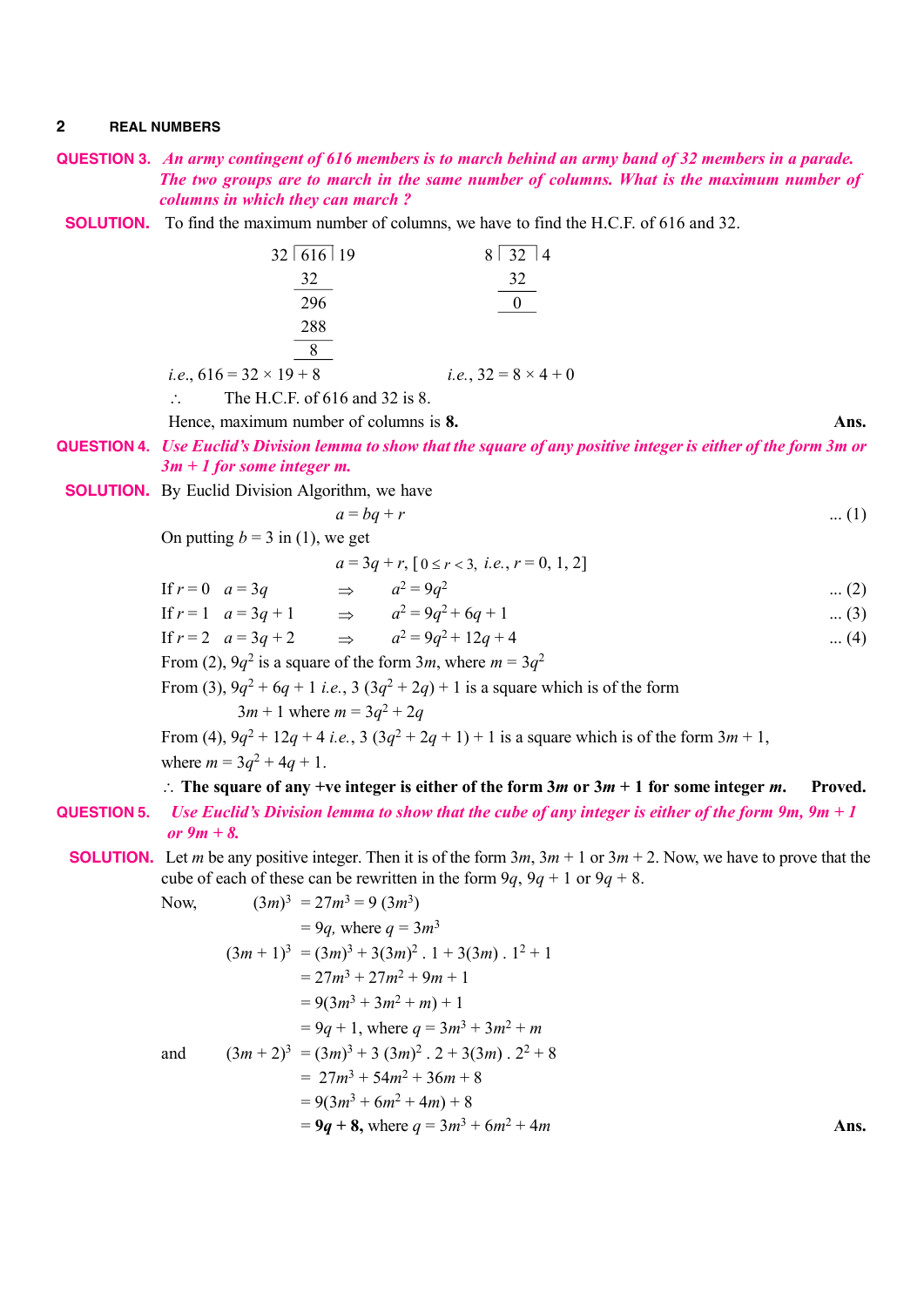**QUESTION 3.** *An army contingent of 616 members is to march behind an army band of 32 members in a parade. The two groups are to march in the same number of columns. What is the maximum number of columns in which they can march ?*

**SOLUTION.** To find the maximum number of columns, we have to find the H.C.F. of 616 and 32.

```
32 ) 616 ( 19          8 ) 32 ( 4
     32                    32
     ---                   ---
     296                    0
     288
     ---
       8
```

*i.e.*, $616 = 32 \times 19 + 8$ *i.e.*, $32 = 8 \times 4 + 0$

$\therefore$ The H.C.F. of 616 and 32 is 8.

Hence, maximum number of columns is **8.** **Ans.**

**QUESTION 4.** *Use Euclid's Division lemma to show that the square of any positive integer is either of the form 3m or 3m + 1 for some integer m.*

**SOLUTION.** By Euclid Division Algorithm, we have

$$a = bq + r \quad \text{... (1)}$$

On putting $b = 3$ in (1), we get

$$a = 3q + r, [0 \le r < 3, \text{ i.e., } r = 0, 1, 2]$$

If $r = 0$ $a = 3q$ $\Rightarrow$ $a^2 = 9q^2$ ... (2)

If $r = 1$ $a = 3q + 1$ $\Rightarrow$ $a^2 = 9q^2 + 6q + 1$ ... (3)

If $r = 2$ $a = 3q + 2$ $\Rightarrow$ $a^2 = 9q^2 + 12q + 4$ ... (4)

From (2), $9q^2$ is a square of the form $3m$, where $m = 3q^2$

From (3), $9q^2 + 6q + 1$ *i.e.*, $3(3q^2 + 2q) + 1$ is a square which is of the form $3m + 1$ where $m = 3q^2 + 2q$

From (4), $9q^2 + 12q + 4$ *i.e.*, $3(3q^2 + 2q + 1) + 1$ is a square which is of the form $3m + 1$, where $m = 3q^2 + 4q + 1$.

$\therefore$ **The square of any +ve integer is either of the form 3*m* or 3*m* + 1 for some integer *m*.** **Proved.**

**QUESTION 5.** *Use Euclid's Division lemma to show that the cube of any integer is either of the form 9m, 9m + 1 or 9m + 8.*

**SOLUTION.** Let $m$ be any positive integer. Then it is of the form $3m$, $3m + 1$ or $3m + 2$. Now, we have to prove that the cube of each of these can be rewritten in the form $9q$, $9q + 1$ or $9q + 8$.

Now,

$$(3m)^3 = 27m^3 = 9(3m^3)$$
$$= 9q, \text{ where } q = 3m^3$$

$$(3m + 1)^3 = (3m)^3 + 3(3m)^2 \cdot 1 + 3(3m) \cdot 1^2 + 1$$
$$= 27m^3 + 27m^2 + 9m + 1$$
$$= 9(3m^3 + 3m^2 + m) + 1$$
$$= 9q + 1, \text{ where } q = 3m^3 + 3m^2 + m$$

and

$$(3m + 2)^3 = (3m)^3 + 3(3m)^2 \cdot 2 + 3(3m) \cdot 2^2 + 8$$
$$= 27m^3 + 54m^2 + 36m + 8$$
$$= 9(3m^3 + 6m^2 + 4m) + 8$$
$$= \mathbf{9q + 8}, \text{ where } q = 3m^3 + 6m^2 + 4m$$

**Ans.**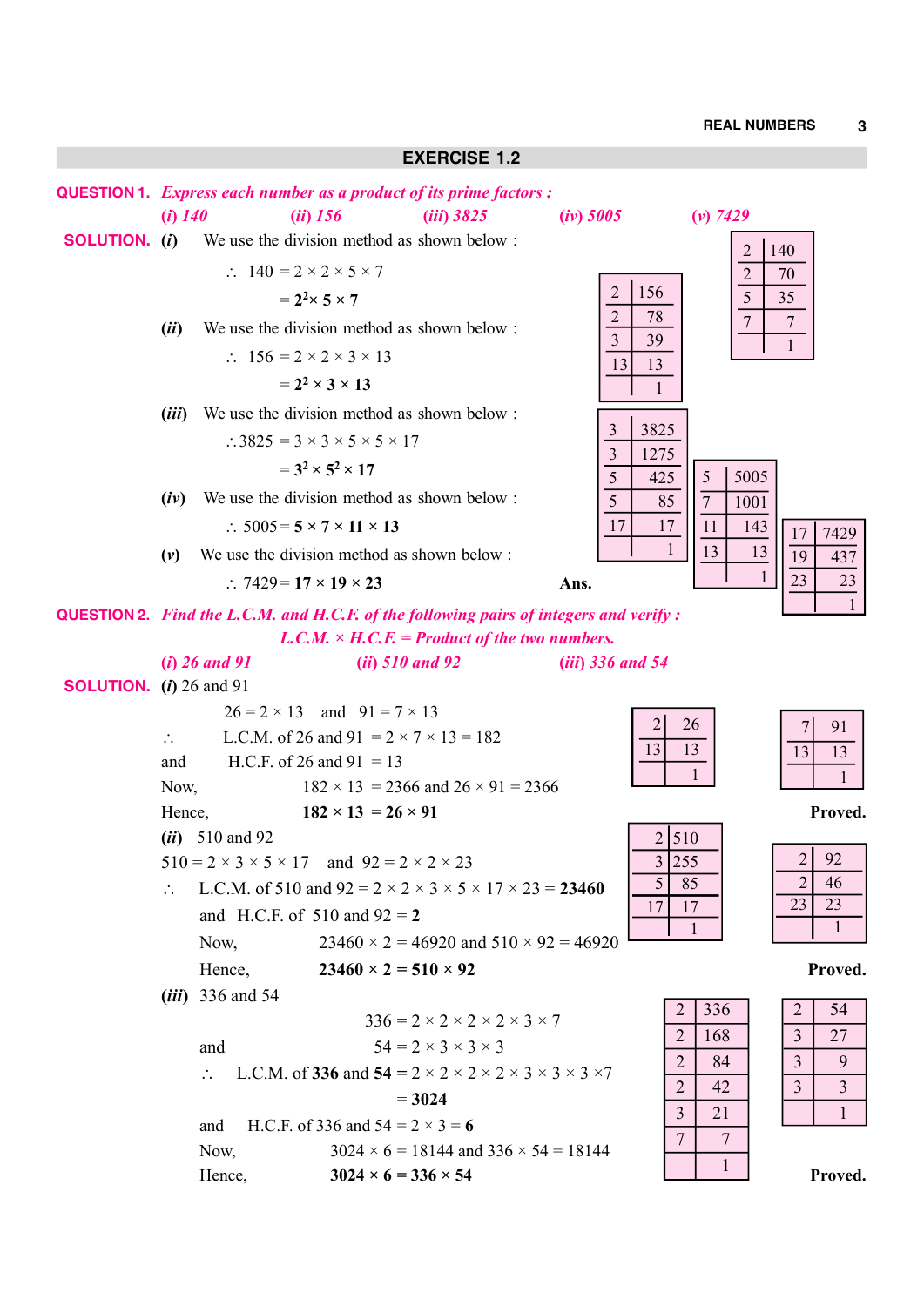## EXERCISE 1.2

**QUESTION 1.** *Express each number as a product of its prime factors :*

*(i) 140* *(ii) 156* *(iii) 3825* *(iv) 5005* *(v) 7429*

**SOLUTION.** **(i)** We use the division method as shown below :

| 2 | 140 |
|---|---|
| 2 | 70 |
| 5 | 35 |
| 7 | 7 |
| | 1 |

$\therefore$ $140 = 2 \times 2 \times 5 \times 7$

$= \mathbf{2^2 \times 5 \times 7}$

**(ii)** We use the division method as shown below :

| 2 | 156 |
|---|---|
| 2 | 78 |
| 3 | 39 |
| 13 | 13 |
| | 1 |

$\therefore$ $156 = 2 \times 2 \times 3 \times 13$

$= \mathbf{2^2 \times 3 \times 13}$

**(iii)** We use the division method as shown below :

| 3 | 3825 |
|---|---|
| 3 | 1275 |
| 5 | 425 |
| 5 | 85 |
| 17 | 17 |
| | 1 |

$\therefore 3825 = 3 \times 3 \times 5 \times 5 \times 17$

$= \mathbf{3^2 \times 5^2 \times 17}$

**(iv)** We use the division method as shown below :

| 5 | 5005 |
|---|---|
| 7 | 1001 |
| 11 | 143 |
| 13 | 13 |
| | 1 |

$\therefore$ $5005 = \mathbf{5 \times 7 \times 11 \times 13}$

**(v)** We use the division method as shown below :

| 17 | 7429 |
|---|---|
| 19 | 437 |
| 23 | 23 |
| | 1 |

$\therefore$ $7429 = \mathbf{17 \times 19 \times 23}$ **Ans.**

**QUESTION 2.** *Find the L.C.M. and H.C.F. of the following pairs of integers and verify :*

*L.C.M. × H.C.F. = Product of the two numbers.*

*(i) 26 and 91* *(ii) 510 and 92* *(iii) 336 and 54*

**SOLUTION.** **(i)** 26 and 91

| 2 | 26 |
|---|---|
| 13 | 13 |
| | 1 |

| 7 | 91 |
|---|---|
| 13 | 13 |
| | 1 |

$26 = 2 \times 13$ and $91 = 7 \times 13$

$\therefore$ L.C.M. of 26 and 91 $= 2 \times 7 \times 13 = 182$

and H.C.F. of 26 and 91 $= 13$

Now, $182 \times 13 = 2366$ and $26 \times 91 = 2366$

Hence, $\mathbf{182 \times 13 = 26 \times 91}$ **Proved.**

**(ii)** 510 and 92

| 2 | 510 |
|---|---|
| 3 | 255 |
| 5 | 85 |
| 17 | 17 |
| | 1 |

| 2 | 92 |
|---|---|
| 2 | 46 |
| 23 | 23 |
| | 1 |

$510 = 2 \times 3 \times 5 \times 17$ and $92 = 2 \times 2 \times 23$

$\therefore$ L.C.M. of 510 and 92 $= 2 \times 2 \times 3 \times 5 \times 17 \times 23 = \mathbf{23460}$

and H.C.F. of 510 and 92 $= \mathbf{2}$

Now, $23460 \times 2 = 46920$ and $510 \times 92 = 46920$

Hence, $\mathbf{23460 \times 2 = 510 \times 92}$ **Proved.**

**(iii)** 336 and 54

| 2 | 336 |
|---|---|
| 2 | 168 |
| 2 | 84 |
| 2 | 42 |
| 3 | 21 |
| 7 | 7 |
| | 1 |

| 2 | 54 |
|---|---|
| 3 | 27 |
| 3 | 9 |
| 3 | 3 |
| | 1 |

$336 = 2 \times 2 \times 2 \times 2 \times 3 \times 7$

and $54 = 2 \times 3 \times 3 \times 3$

$\therefore$ L.C.M. of **336** and **54** $= 2 \times 2 \times 2 \times 2 \times 3 \times 3 \times 3 \times 7$

$= \mathbf{3024}$

and H.C.F. of 336 and 54 $= 2 \times 3 = \mathbf{6}$

Now, $3024 \times 6 = 18144$ and $336 \times 54 = 18144$

Hence, $\mathbf{3024 \times 6 = 336 \times 54}$ **Proved.**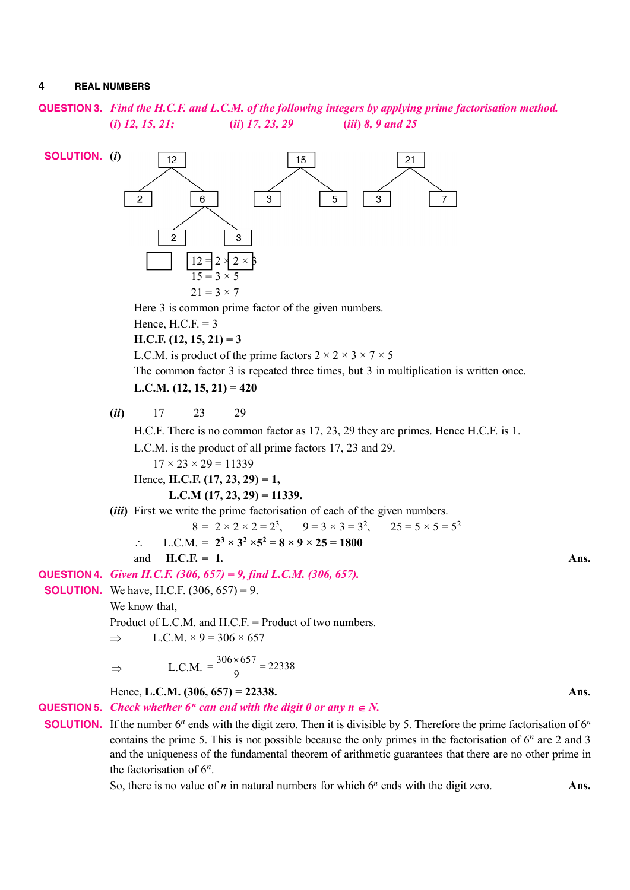**QUESTION 3.** *Find the H.C.F. and L.C.M. of the following integers by applying prime factorisation method.*
*(i) 12, 15, 21;* *(ii) 17, 23, 29* *(iii) 8, 9 and 25*

**SOLUTION.** **(*i*)**

12 → 2, 6; 6 → 2, 3
15 → 3, 5
21 → 3, 7

$12 = 2 \times 2 \times 3$
$15 = 3 \times 5$
$21 = 3 \times 7$

Here 3 is common prime factor of the given numbers.
Hence, H.C.F. = 3
**H.C.F. (12, 15, 21) = 3**
L.C.M. is product of the prime factors $2 \times 2 \times 3 \times 7 \times 5$
The common factor 3 is repeated three times, but 3 in multiplication is written once.
**L.C.M. (12, 15, 21) = 420**

**(*ii*)** 17 23 29

H.C.F. There is no common factor as 17, 23, 29 they are primes. Hence H.C.F. is 1.
L.C.M. is the product of all prime factors 17, 23 and 29.
$17 \times 23 \times 29 = 11339$
Hence, **H.C.F. (17, 23, 29) = 1,**
**L.C.M (17, 23, 29) = 11339.**

**(*iii*)** First we write the prime factorisation of each of the given numbers.

$8 = 2 \times 2 \times 2 = 2^3$, $9 = 3 \times 3 = 3^2$, $25 = 5 \times 5 = 5^2$

$\therefore$ L.C.M. = $\mathbf{2^3 \times 3^2 \times 5^2 = 8 \times 9 \times 25 = 1800}$

and **H.C.F. = 1.** **Ans.**

**QUESTION 4.** *Given H.C.F. (306, 657) = 9, find L.C.M. (306, 657).*

**SOLUTION.** We have, H.C.F. (306, 657) = 9.
We know that,
Product of L.C.M. and H.C.F. = Product of two numbers.

$\Rightarrow$ L.C.M. $\times 9 = 306 \times 657$

$$\Rightarrow \quad \text{L.C.M.} = \frac{306 \times 657}{9} = 22338$$

Hence, **L.C.M. (306, 657) = 22338.** **Ans.**

**QUESTION 5.** *Check whether $6^n$ can end with the digit 0 or any $n \in N$.*

**SOLUTION.** If the number $6^n$ ends with the digit zero. Then it is divisible by 5. Therefore the prime factorisation of $6^n$ contains the prime 5. This is not possible because the only primes in the factorisation of $6^n$ are 2 and 3 and the uniqueness of the fundamental theorem of arithmetic guarantees that there are no other prime in the factorisation of $6^n$.

So, there is no value of $n$ in natural numbers for which $6^n$ ends with the digit zero. **Ans.**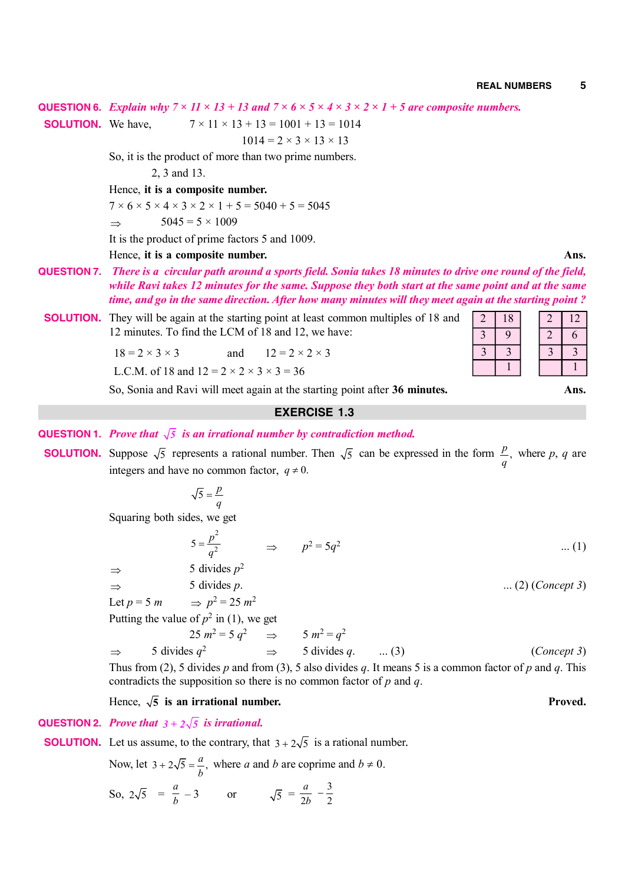**QUESTION 6.** *Explain why $7 \times 11 \times 13 + 13$ and $7 \times 6 \times 5 \times 4 \times 3 \times 2 \times 1 + 5$ are composite numbers.*

**SOLUTION.** We have, $7 \times 11 \times 13 + 13 = 1001 + 13 = 1014$

$$1014 = 2 \times 3 \times 13 \times 13$$

So, it is the product of more than two prime numbers.

2, 3 and 13.

Hence, **it is a composite number.**

$7 \times 6 \times 5 \times 4 \times 3 \times 2 \times 1 + 5 = 5040 + 5 = 5045$

$\Rightarrow \quad 5045 = 5 \times 1009$

It is the product of prime factors 5 and 1009.

Hence, **it is a composite number.** **Ans.**

**QUESTION 7.** *There is a circular path around a sports field. Sonia takes 18 minutes to drive one round of the field, while Ravi takes 12 minutes for the same. Suppose they both start at the same point and at the same time, and go in the same direction. After how many minutes will they meet again at the starting point ?*

**SOLUTION.** They will be again at the starting point at least common multiples of 18 and 12 minutes. To find the LCM of 18 and 12, we have:

| 2 | 18 |
|---|---|
| 3 | 9 |
| 3 | 3 |
|  | 1 |

| 2 | 12 |
|---|---|
| 2 | 6 |
| 3 | 3 |
|  | 1 |

$18 = 2 \times 3 \times 3$ and $12 = 2 \times 2 \times 3$

L.C.M. of 18 and 12 $= 2 \times 2 \times 3 \times 3 = 36$

So, Sonia and Ravi will meet again at the starting point after **36 minutes.** **Ans.**

## EXERCISE 1.3

**QUESTION 1.** *Prove that $\sqrt{5}$ is an irrational number by contradiction method.*

**SOLUTION.** Suppose $\sqrt{5}$ represents a rational number. Then $\sqrt{5}$ can be expressed in the form $\frac{p}{q}$, where $p$, $q$ are integers and have no common factor, $q \neq 0$.

$$\sqrt{5} = \frac{p}{q}$$

Squaring both sides, we get

$$5 = \frac{p^2}{q^2} \quad \Rightarrow \quad p^2 = 5q^2 \qquad \text{... (1)}$$

$\Rightarrow \quad$ 5 divides $p^2$

$\Rightarrow \quad$ 5 divides $p$. ... (2) (*Concept 3*)

Let $p = 5\,m \quad \Rightarrow \quad p^2 = 25\,m^2$

Putting the value of $p^2$ in (1), we get

$$25\,m^2 = 5\,q^2 \quad \Rightarrow \quad 5\,m^2 = q^2$$

$\Rightarrow \quad$ 5 divides $q^2 \quad \Rightarrow \quad$ 5 divides $q$. ... (3) (*Concept 3*)

Thus from (2), 5 divides $p$ and from (3), 5 also divides $q$. It means 5 is a common factor of $p$ and $q$. This contradicts the supposition so there is no common factor of $p$ and $q$.

Hence, $\sqrt{5}$ **is an irrational number.** **Proved.**

**QUESTION 2.** *Prove that $3 + 2\sqrt{5}$ is irrational.*

**SOLUTION.** Let us assume, to the contrary, that $3 + 2\sqrt{5}$ is a rational number.

Now, let $3 + 2\sqrt{5} = \frac{a}{b}$, where $a$ and $b$ are coprime and $b \neq 0$.

So, $2\sqrt{5} = \frac{a}{b} - 3 \quad$ or $\quad \sqrt{5} = \frac{a}{2b} - \frac{3}{2}$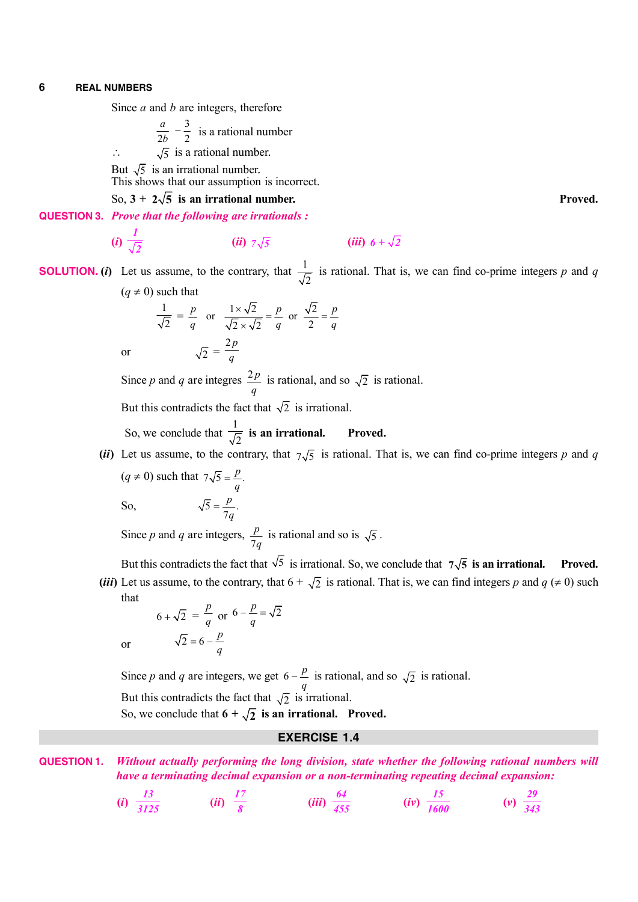Since $a$ and $b$ are integers, therefore

$$\frac{a}{2b} - \frac{3}{2} \text{ is a rational number}$$

$\therefore$ $\sqrt{5}$ is a rational number.

But $\sqrt{5}$ is an irrational number.
This shows that our assumption is incorrect.

So, **$3 + 2\sqrt{5}$ is an irrational number.** **Proved.**

**QUESTION 3.** *Prove that the following are irrationals :*

*(i)* $\frac{1}{\sqrt{2}}$ *(ii)* $7\sqrt{5}$ *(iii)* $6 + \sqrt{2}$

**SOLUTION. (*i*)** Let us assume, to the contrary, that $\frac{1}{\sqrt{2}}$ is rational. That is, we can find co-prime integers $p$ and $q$ $(q \neq 0)$ such that

$$\frac{1}{\sqrt{2}} = \frac{p}{q} \quad \text{or} \quad \frac{1 \times \sqrt{2}}{\sqrt{2} \times \sqrt{2}} = \frac{p}{q} \quad \text{or} \quad \frac{\sqrt{2}}{2} = \frac{p}{q}$$

or
$$\sqrt{2} = \frac{2p}{q}$$

Since $p$ and $q$ are integres $\frac{2p}{q}$ is rational, and so $\sqrt{2}$ is rational.

But this contradicts the fact that $\sqrt{2}$ is irrational.

So, we conclude that **$\frac{1}{\sqrt{2}}$ is an irrational.** **Proved.**

**(*ii*)** Let us assume, to the contrary, that $7\sqrt{5}$ is rational. That is, we can find co-prime integers $p$ and $q$ $(q \neq 0)$ such that $7\sqrt{5} = \frac{p}{q}$.

So,
$$\sqrt{5} = \frac{p}{7q}.$$

Since $p$ and $q$ are integers, $\frac{p}{7q}$ is rational and so is $\sqrt{5}$.

But this contradicts the fact that $\sqrt{5}$ is irrational. So, we conclude that **$7\sqrt{5}$ is an irrational.** **Proved.**

**(*iii*)** Let us assume, to the contrary, that $6 + \sqrt{2}$ is rational. That is, we can find integers $p$ and $q$ $(\neq 0)$ such that

$$6 + \sqrt{2} = \frac{p}{q} \quad \text{or} \quad 6 - \frac{p}{q} = \sqrt{2}$$

or
$$\sqrt{2} = 6 - \frac{p}{q}$$

Since $p$ and $q$ are integers, we get $6 - \frac{p}{q}$ is rational, and so $\sqrt{2}$ is rational.

But this contradicts the fact that $\sqrt{2}$ is irrational.

So, we conclude that **$6 + \sqrt{2}$ is an irrational.** **Proved.**

## EXERCISE 1.4

**QUESTION 1.** *Without actually performing the long division, state whether the following rational numbers will have a terminating decimal expansion or a non-terminating repeating decimal expansion:*

*(i)* $\frac{13}{3125}$ *(ii)* $\frac{17}{8}$ *(iii)* $\frac{64}{455}$ *(iv)* $\frac{15}{1600}$ *(v)* $\frac{29}{343}$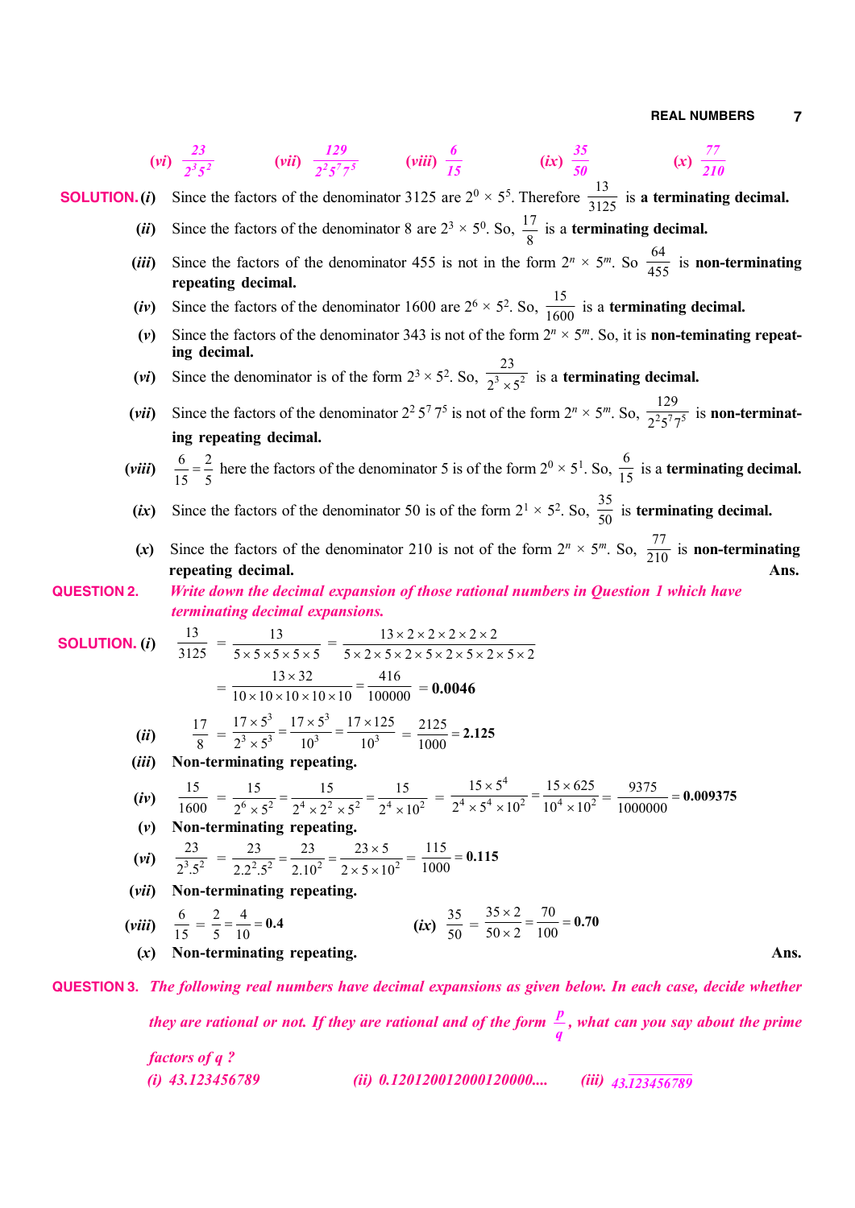(*vi*) $\frac{23}{2^3 5^2}$ (*vii*) $\frac{129}{2^2 5^7 7^5}$ (*viii*) $\frac{6}{15}$ (*ix*) $\frac{35}{50}$ (*x*) $\frac{77}{210}$

**SOLUTION.** (*i*) Since the factors of the denominator 3125 are $2^0 \times 5^5$. Therefore $\frac{13}{3125}$ is **a terminating decimal.**

(*ii*) Since the factors of the denominator 8 are $2^3 \times 5^0$. So, $\frac{17}{8}$ is a **terminating decimal.**

(*iii*) Since the factors of the denominator 455 is not in the form $2^n \times 5^m$. So $\frac{64}{455}$ is **non-terminating repeating decimal.**

(*iv*) Since the factors of the denominator 1600 are $2^6 \times 5^2$. So, $\frac{15}{1600}$ is a **terminating decimal.**

(*v*) Since the factors of the denominator 343 is not of the form $2^n \times 5^m$. So, it is **non-teminating repeating decimal.**

(*vi*) Since the denominator is of the form $2^3 \times 5^2$. So, $\frac{23}{2^3 \times 5^2}$ is a **terminating decimal.**

(*vii*) Since the factors of the denominator $2^2\, 5^7\, 7^5$ is not of the form $2^n \times 5^m$. So, $\frac{129}{2^2 5^7 7^5}$ is **non-terminating repeating decimal.**

(*viii*) $\frac{6}{15} = \frac{2}{5}$ here the factors of the denominator 5 is of the form $2^0 \times 5^1$. So, $\frac{6}{15}$ is a **terminating decimal.**

(*ix*) Since the factors of the denominator 50 is of the form $2^1 \times 5^2$. So, $\frac{35}{50}$ is **terminating decimal.**

(*x*) Since the factors of the denominator 210 is not of the form $2^n \times 5^m$. So, $\frac{77}{210}$ is **non-terminating repeating decimal.** **Ans.**

**QUESTION 2.** *Write down the decimal expansion of those rational numbers in Question 1 which have terminating decimal expansions.*

**SOLUTION.** (*i*)
$$\frac{13}{3125} = \frac{13}{5\times5\times5\times5\times5} = \frac{13\times2\times2\times2\times2\times2}{5\times2\times5\times2\times5\times2\times5\times2\times5\times2}$$
$$= \frac{13\times32}{10\times10\times10\times10\times10} = \frac{416}{100000} = \mathbf{0.0046}$$

(*ii*)
$$\frac{17}{8} = \frac{17\times5^3}{2^3\times5^3} = \frac{17\times5^3}{10^3} = \frac{17\times125}{10^3} = \frac{2125}{1000} = \mathbf{2.125}$$

(*iii*) **Non-terminating repeating.**

(*iv*)
$$\frac{15}{1600} = \frac{15}{2^6\times5^2} = \frac{15}{2^4\times2^2\times5^2} = \frac{15}{2^4\times10^2} = \frac{15\times5^4}{2^4\times5^4\times10^2} = \frac{15\times625}{10^4\times10^2} = \frac{9375}{1000000} = \mathbf{0.009375}$$

(*v*) **Non-terminating repeating.**

(*vi*)
$$\frac{23}{2^3.5^2} = \frac{23}{2.2^2.5^2} = \frac{23}{2.10^2} = \frac{23\times5}{2\times5\times10^2} = \frac{115}{1000} = \mathbf{0.115}$$

(*vii*) **Non-terminating repeating.**

(*viii*)
$$\frac{6}{15} = \frac{2}{5} = \frac{4}{10} = \mathbf{0.4}$$

(*ix*)
$$\frac{35}{50} = \frac{35\times2}{50\times2} = \frac{70}{100} = \mathbf{0.70}$$

(*x*) **Non-terminating repeating.** **Ans.**

**QUESTION 3.** *The following real numbers have decimal expansions as given below. In each case, decide whether they are rational or not. If they are rational and of the form $\frac{p}{q}$, what can you say about the prime factors of q ?*

*(i) 43.123456789* *(ii) 0.120120012000120000....* *(iii)* $43.\overline{123456789}$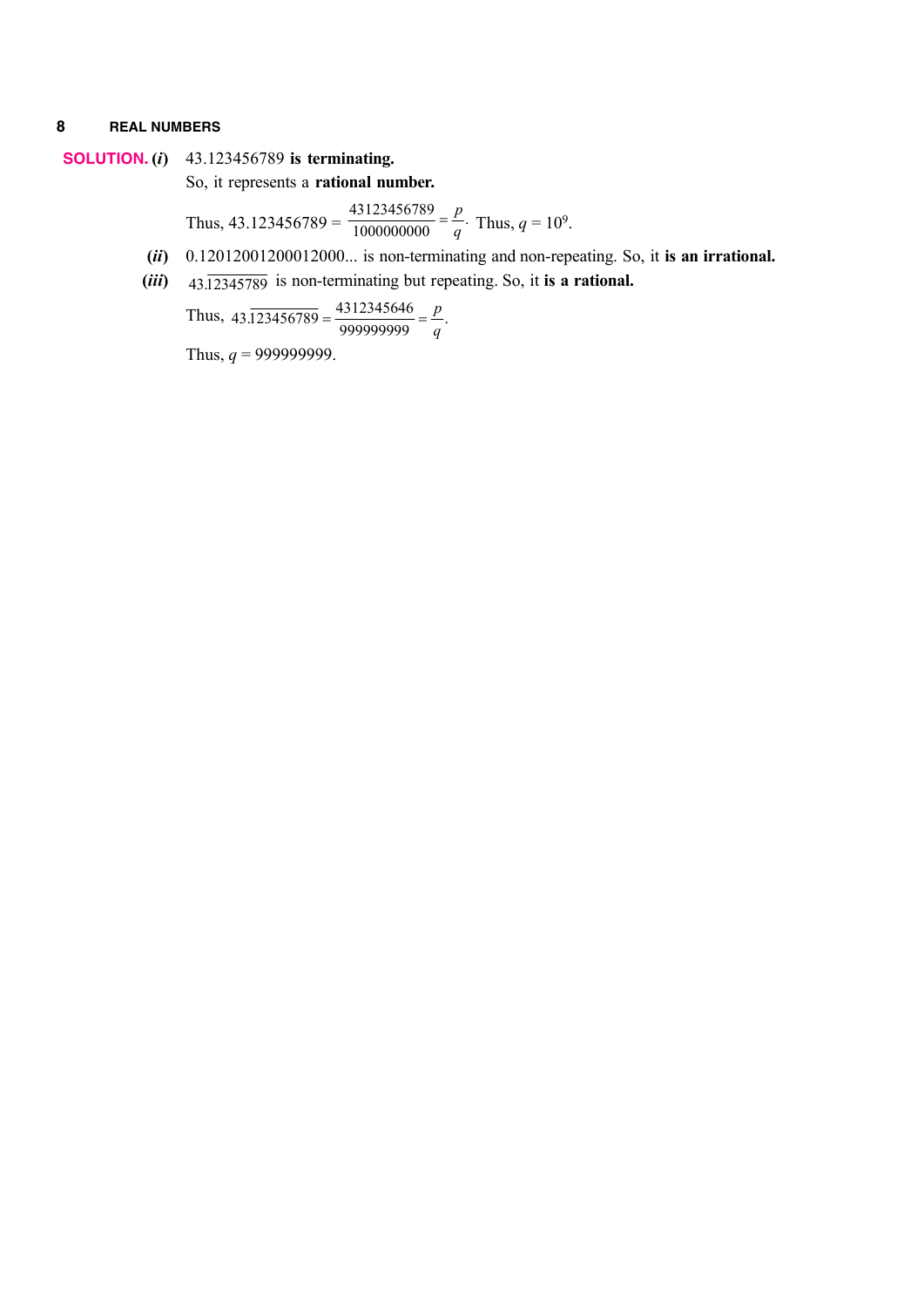**SOLUTION.** **(*i*)** 43.123456789 **is terminating.**

So, it represents a **rational number.**

Thus, $43.123456789 = \dfrac{43123456789}{1000000000} = \dfrac{p}{q}\cdot$ Thus, $q = 10^9$.

**(*ii*)** 0.12012001200012000... is non-terminating and non-repeating. So, it **is an irrational.**

**(*iii*)** $43.\overline{12345789}$ is non-terminating but repeating. So, it **is a rational.**

Thus, $43.\overline{123456789} = \dfrac{4312345646}{999999999} = \dfrac{p}{q}$.

Thus, $q = 999999999$.